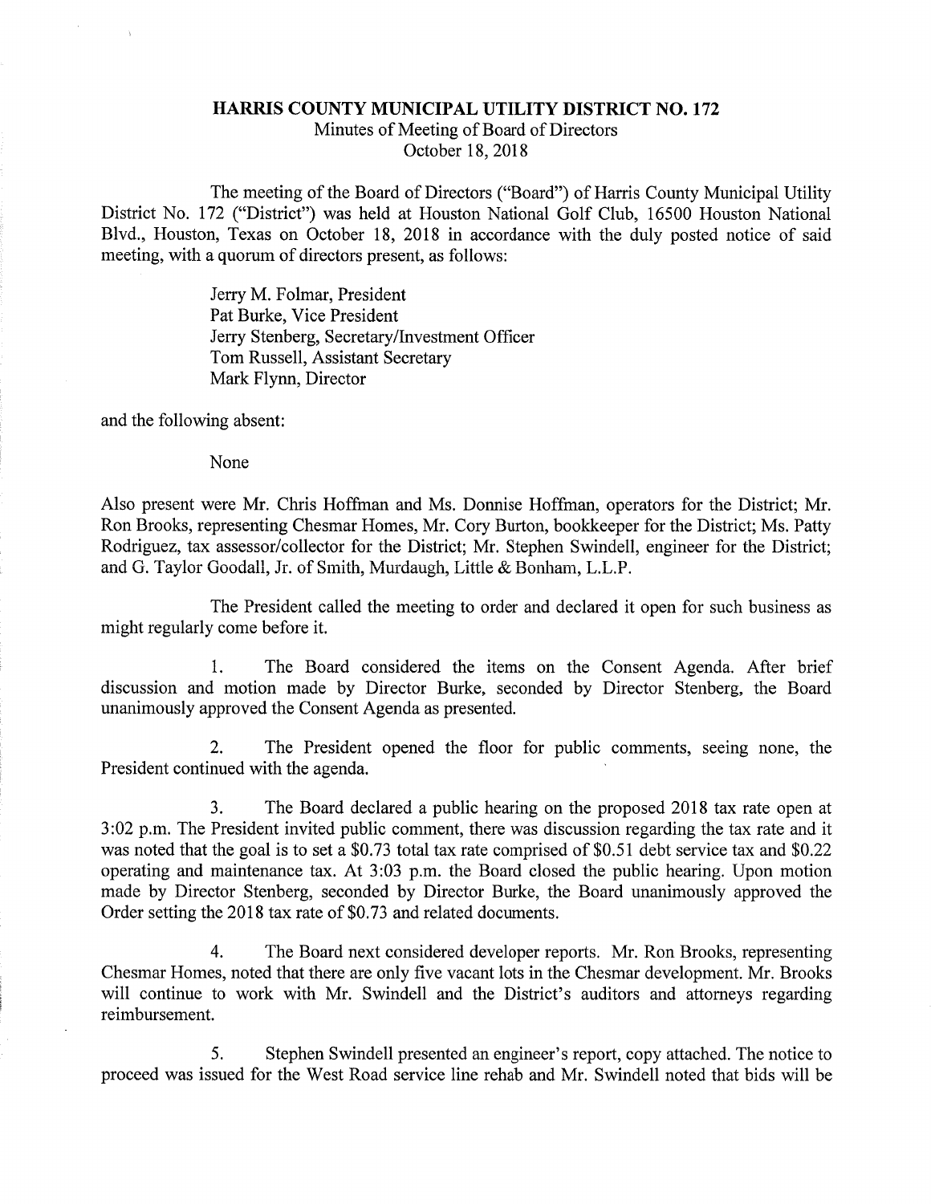# HARRIS COUNTY MUNICIPAL UTILITY DISTRICT NO. 172

Minutes of Meeting of Board of Directors
October 18, 2018

The meeting of the Board of Directors ("Board") of Harris County Municipal Utility District No. 172 ("District") was held at Houston National Golf Club, 16500 Houston National Blvd., Houston, Texas on October 18, 2018 in accordance with the duly posted notice of said meeting, with a quorum of directors present, as follows:

Jerry M. Folmar, President
Pat Burke, Vice President
Jerry Stenberg, Secretary/Investment Officer
Tom Russell, Assistant Secretary
Mark Flynn, Director

and the following absent:

None

Also present were Mr. Chris Hoffman and Ms. Donnise Hoffman, operators for the District; Mr. Ron Brooks, representing Chesmar Homes, Mr. Cory Burton, bookkeeper for the District; Ms. Patty Rodriguez, tax assessor/collector for the District; Mr. Stephen Swindell, engineer for the District; and G. Taylor Goodall, Jr. of Smith, Murdaugh, Little & Bonham, L.L.P.

The President called the meeting to order and declared it open for such business as might regularly come before it.

1. The Board considered the items on the Consent Agenda. After brief discussion and motion made by Director Burke, seconded by Director Stenberg, the Board unanimously approved the Consent Agenda as presented.

2. The President opened the floor for public comments, seeing none, the President continued with the agenda.

3. The Board declared a public hearing on the proposed 2018 tax rate open at 3:02 p.m. The President invited public comment, there was discussion regarding the tax rate and it was noted that the goal is to set a $0.73 total tax rate comprised of $0.51 debt service tax and $0.22 operating and maintenance tax. At 3:03 p.m. the Board closed the public hearing. Upon motion made by Director Stenberg, seconded by Director Burke, the Board unanimously approved the Order setting the 2018 tax rate of $0.73 and related documents.

4. The Board next considered developer reports. Mr. Ron Brooks, representing Chesmar Homes, noted that there are only five vacant lots in the Chesmar development. Mr. Brooks will continue to work with Mr. Swindell and the District's auditors and attorneys regarding reimbursement.

5. Stephen Swindell presented an engineer's report, copy attached. The notice to proceed was issued for the West Road service line rehab and Mr. Swindell noted that bids will be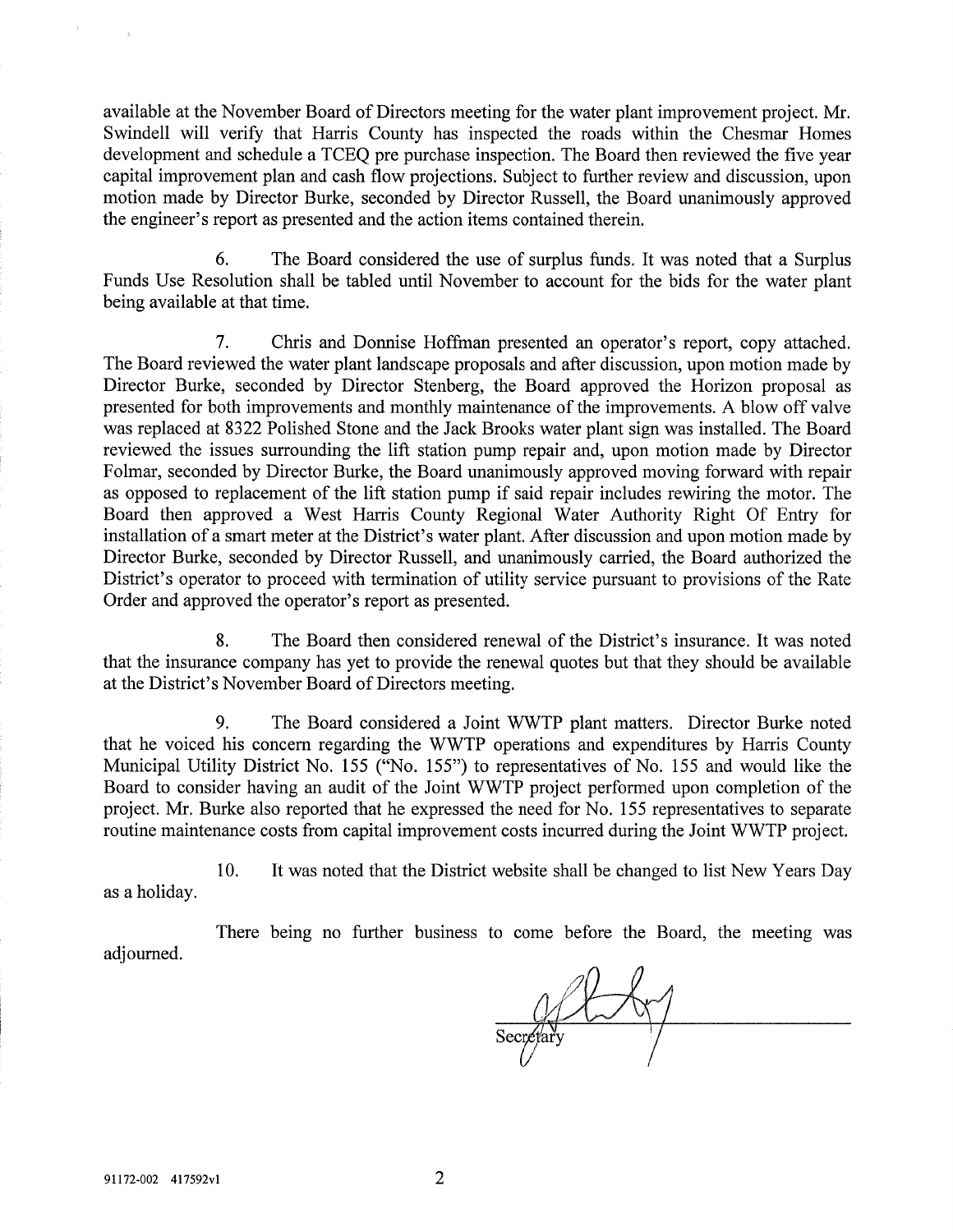available at the November Board of Directors meeting for the water plant improvement project. Mr. Swindell will verify that Harris County has inspected the roads within the Chesmar Homes development and schedule a TCEQ pre purchase inspection. The Board then reviewed the five year capital improvement plan and cash flow projections. Subject to further review and discussion, upon motion made by Director Burke, seconded by Director Russell, the Board unanimously approved the engineer's report as presented and the action items contained therein.

6. The Board considered the use of surplus funds. It was noted that a Surplus Funds Use Resolution shall be tabled until November to account for the bids for the water plant being available at that time.

7. Chris and Donnise Hoffman presented an operator's report, copy attached. The Board reviewed the water plant landscape proposals and after discussion, upon motion made by Director Burke, seconded by Director Stenberg, the Board approved the Horizon proposal as presented for both improvements and monthly maintenance of the improvements. A blow off valve was replaced at 8322 Polished Stone and the Jack Brooks water plant sign was installed. The Board reviewed the issues surrounding the lift station pump repair and, upon motion made by Director Folmar, seconded by Director Burke, the Board unanimously approved moving forward with repair as opposed to replacement of the lift station pump if said repair includes rewiring the motor. The Board then approved a West Harris County Regional Water Authority Right Of Entry for installation of a smart meter at the District's water plant. After discussion and upon motion made by Director Burke, seconded by Director Russell, and unanimously carried, the Board authorized the District's operator to proceed with termination of utility service pursuant to provisions of the Rate Order and approved the operator's report as presented.

8. The Board then considered renewal of the District's insurance. It was noted that the insurance company has yet to provide the renewal quotes but that they should be available at the District's November Board of Directors meeting.

9. The Board considered a Joint WWTP plant matters. Director Burke noted that he voiced his concern regarding the WWTP operations and expenditures by Harris County Municipal Utility District No. 155 ("No. 155") to representatives of No. 155 and would like the Board to consider having an audit of the Joint WWTP project performed upon completion of the project. Mr. Burke also reported that he expressed the need for No. 155 representatives to separate routine maintenance costs from capital improvement costs incurred during the Joint WWTP project.

10. It was noted that the District website shall be changed to list New Years Day as a holiday.

There being no further business to come before the Board, the meeting was adjourned.

Secretary

91172-002 417592v1